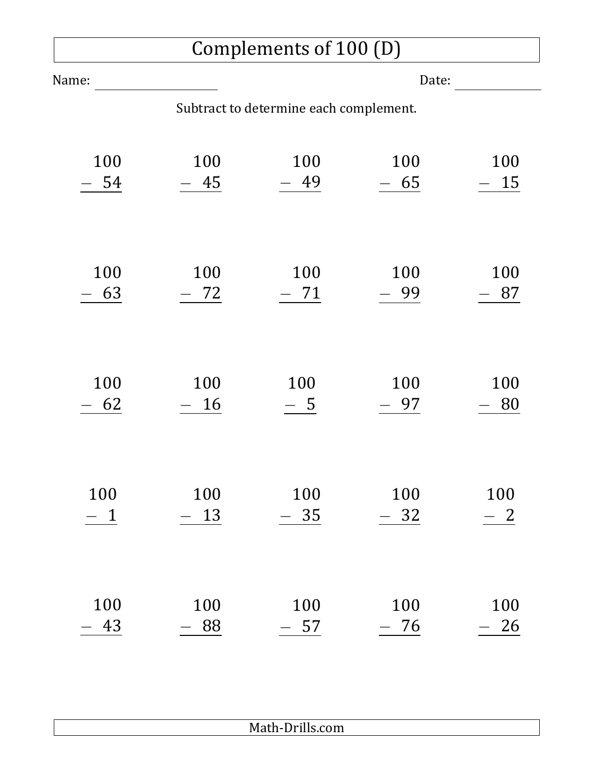# Complements of 100 (D)

Name: ____________________ Date: ______________

Subtract to determine each complement.

| | | | | |
|---|---|---|---|---|
| $100 - 54$ | $100 - 45$ | $100 - 49$ | $100 - 65$ | $100 - 15$ |
| $100 - 63$ | $100 - 72$ | $100 - 71$ | $100 - 99$ | $100 - 87$ |
| $100 - 62$ | $100 - 16$ | $100 - 5$ | $100 - 97$ | $100 - 80$ |
| $100 - 1$ | $100 - 13$ | $100 - 35$ | $100 - 32$ | $100 - 2$ |
| $100 - 43$ | $100 - 88$ | $100 - 57$ | $100 - 76$ | $100 - 26$ |

Math-Drills.com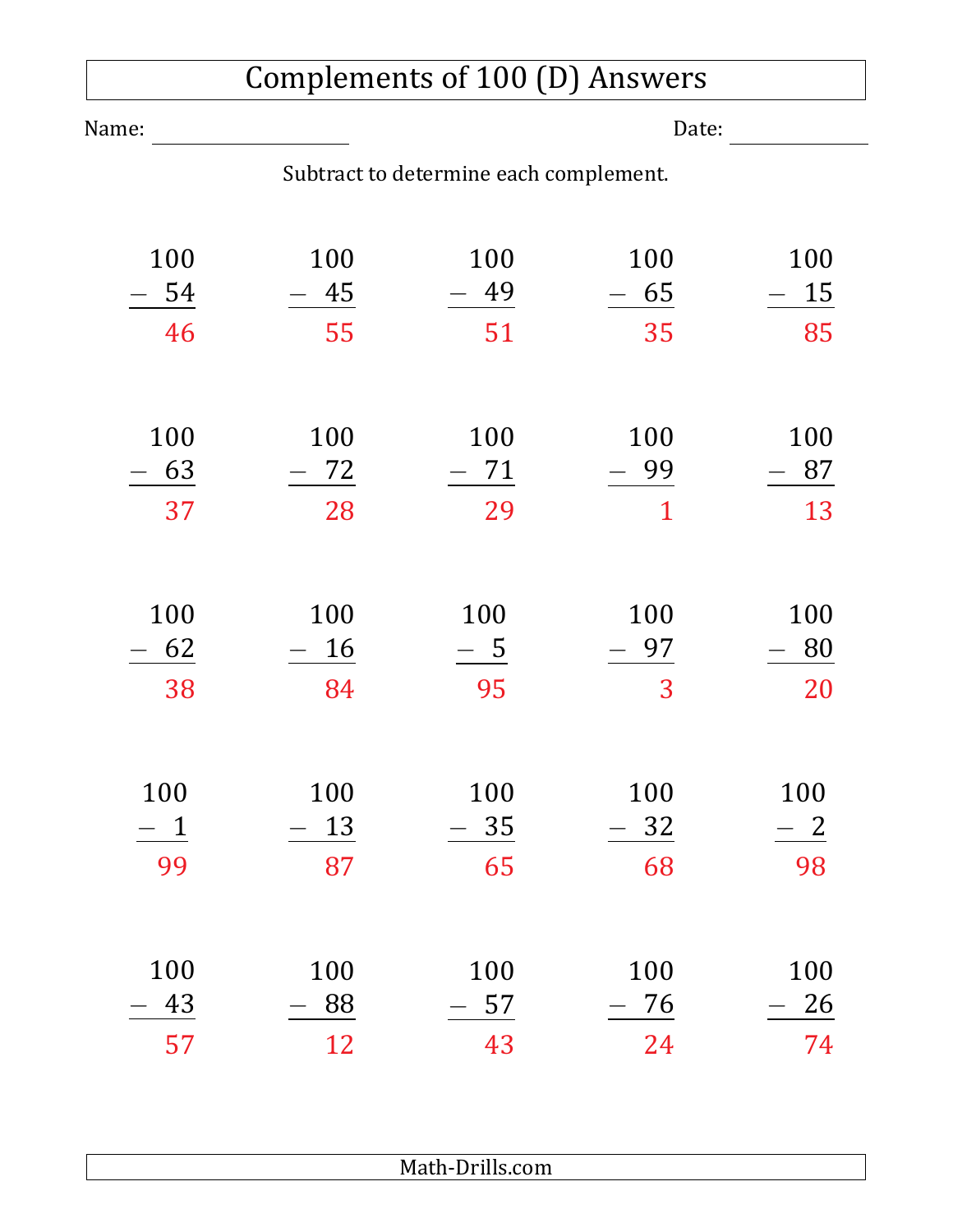# Complements of 100 (D) Answers

Name: ____________________ Date: ______________

Subtract to determine each complement.

| | | | | |
|---|---|---|---|---|
| $100 - 54 = 46$ | $100 - 45 = 55$ | $100 - 49 = 51$ | $100 - 65 = 35$ | $100 - 15 = 85$ |
| $100 - 63 = 37$ | $100 - 72 = 28$ | $100 - 71 = 29$ | $100 - 99 = 1$ | $100 - 87 = 13$ |
| $100 - 62 = 38$ | $100 - 16 = 84$ | $100 - 5 = 95$ | $100 - 97 = 3$ | $100 - 80 = 20$ |
| $100 - 1 = 99$ | $100 - 13 = 87$ | $100 - 35 = 65$ | $100 - 32 = 68$ | $100 - 2 = 98$ |
| $100 - 43 = 57$ | $100 - 88 = 12$ | $100 - 57 = 43$ | $100 - 76 = 24$ | $100 - 26 = 74$ |

Math-Drills.com